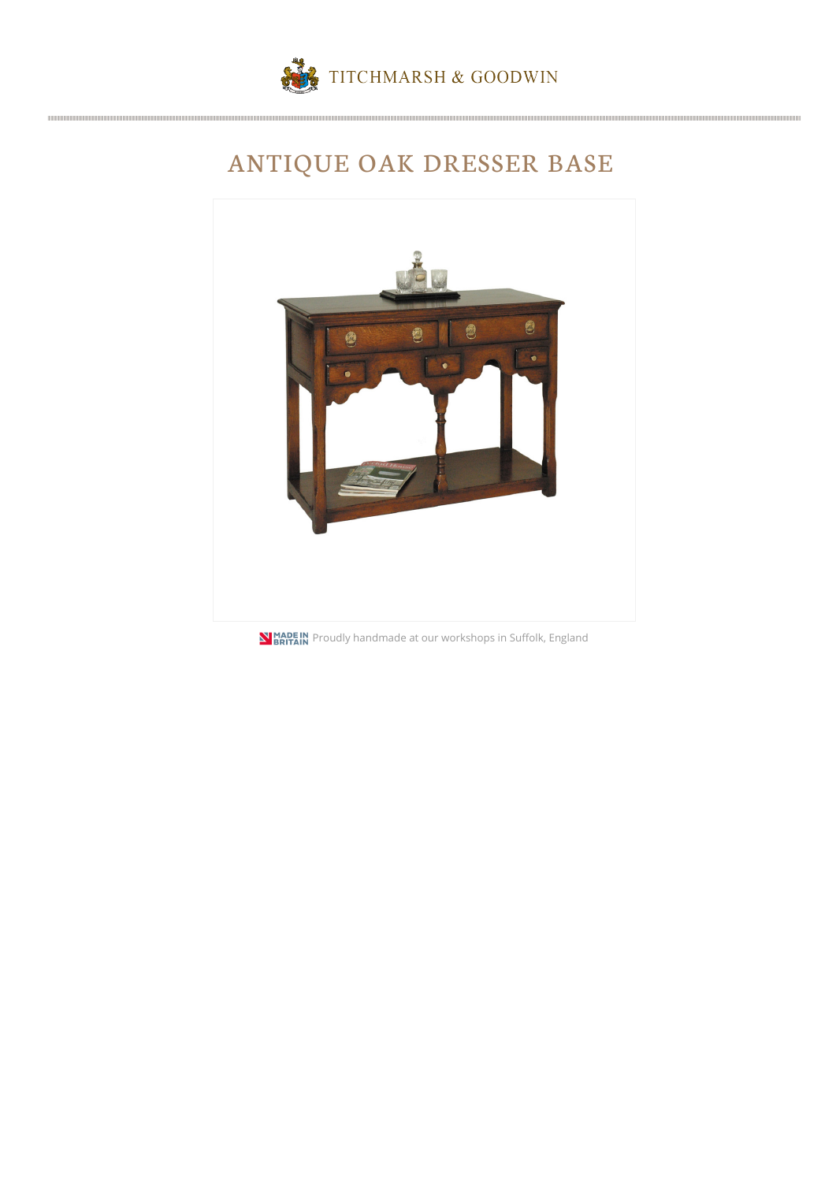TITCHMARSH & GOODWIN

# ANTIQUE OAK DRESSER BASE

MADE IN BRITAIN Proudly handmade at our workshops in Suffolk, England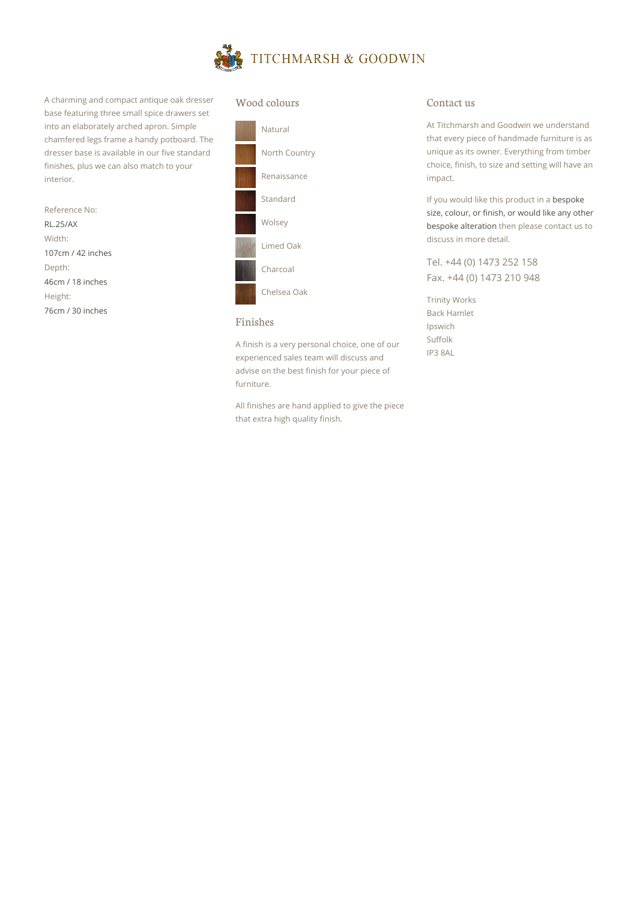TITCHMARSH & GOODWIN

A charming and compact antique oak dresser base featuring three small spice drawers set into an elaborately arched apron. Simple chamfered legs frame a handy potboard. The dresser base is available in our five standard finishes, plus we can also match to your interior.

Reference No:
RL.25/AX
Width:
107cm / 42 inches
Depth:
46cm / 18 inches
Height:
76cm / 30 inches

## Wood colours

- Natural
- North Country
- Renaissance
- Standard
- Wolsey
- Limed Oak
- Charcoal
- Chelsea Oak

## Finishes

A finish is a very personal choice, one of our experienced sales team will discuss and advise on the best finish for your piece of furniture.

All finishes are hand applied to give the piece that extra high quality finish.

## Contact us

At Titchmarsh and Goodwin we understand that every piece of handmade furniture is as unique as its owner. Everything from timber choice, finish, to size and setting will have an impact.

If you would like this product in a bespoke size, colour, or finish, or would like any other bespoke alteration then please contact us to discuss in more detail.

Tel. +44 (0) 1473 252 158
Fax. +44 (0) 1473 210 948

Trinity Works
Back Hamlet
Ipswich
Suffolk
IP3 8AL